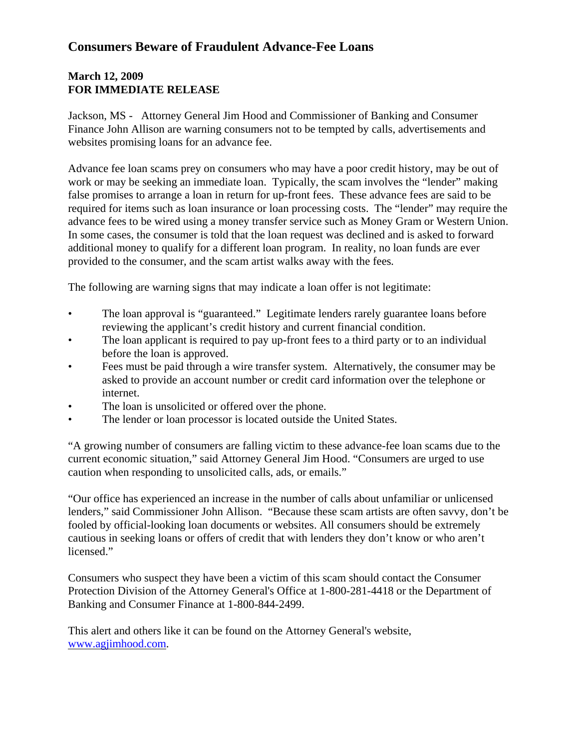# Consumers Beware of Fraudulent Advance-Fee Loans

**March 12, 2009**
**FOR IMMEDIATE RELEASE**

Jackson, MS - Attorney General Jim Hood and Commissioner of Banking and Consumer Finance John Allison are warning consumers not to be tempted by calls, advertisements and websites promising loans for an advance fee.

Advance fee loan scams prey on consumers who may have a poor credit history, may be out of work or may be seeking an immediate loan. Typically, the scam involves the "lender" making false promises to arrange a loan in return for up-front fees. These advance fees are said to be required for items such as loan insurance or loan processing costs. The "lender" may require the advance fees to be wired using a money transfer service such as Money Gram or Western Union. In some cases, the consumer is told that the loan request was declined and is asked to forward additional money to qualify for a different loan program. In reality, no loan funds are ever provided to the consumer, and the scam artist walks away with the fees.

The following are warning signs that may indicate a loan offer is not legitimate:

- The loan approval is "guaranteed." Legitimate lenders rarely guarantee loans before reviewing the applicant's credit history and current financial condition.
- The loan applicant is required to pay up-front fees to a third party or to an individual before the loan is approved.
- Fees must be paid through a wire transfer system. Alternatively, the consumer may be asked to provide an account number or credit card information over the telephone or internet.
- The loan is unsolicited or offered over the phone.
- The lender or loan processor is located outside the United States.

"A growing number of consumers are falling victim to these advance-fee loan scams due to the current economic situation," said Attorney General Jim Hood. "Consumers are urged to use caution when responding to unsolicited calls, ads, or emails."

"Our office has experienced an increase in the number of calls about unfamiliar or unlicensed lenders," said Commissioner John Allison. "Because these scam artists are often savvy, don't be fooled by official-looking loan documents or websites. All consumers should be extremely cautious in seeking loans or offers of credit that with lenders they don't know or who aren't licensed."

Consumers who suspect they have been a victim of this scam should contact the Consumer Protection Division of the Attorney General's Office at 1-800-281-4418 or the Department of Banking and Consumer Finance at 1-800-844-2499.

This alert and others like it can be found on the Attorney General's website, [www.agjimhood.com](http://www.agjimhood.com).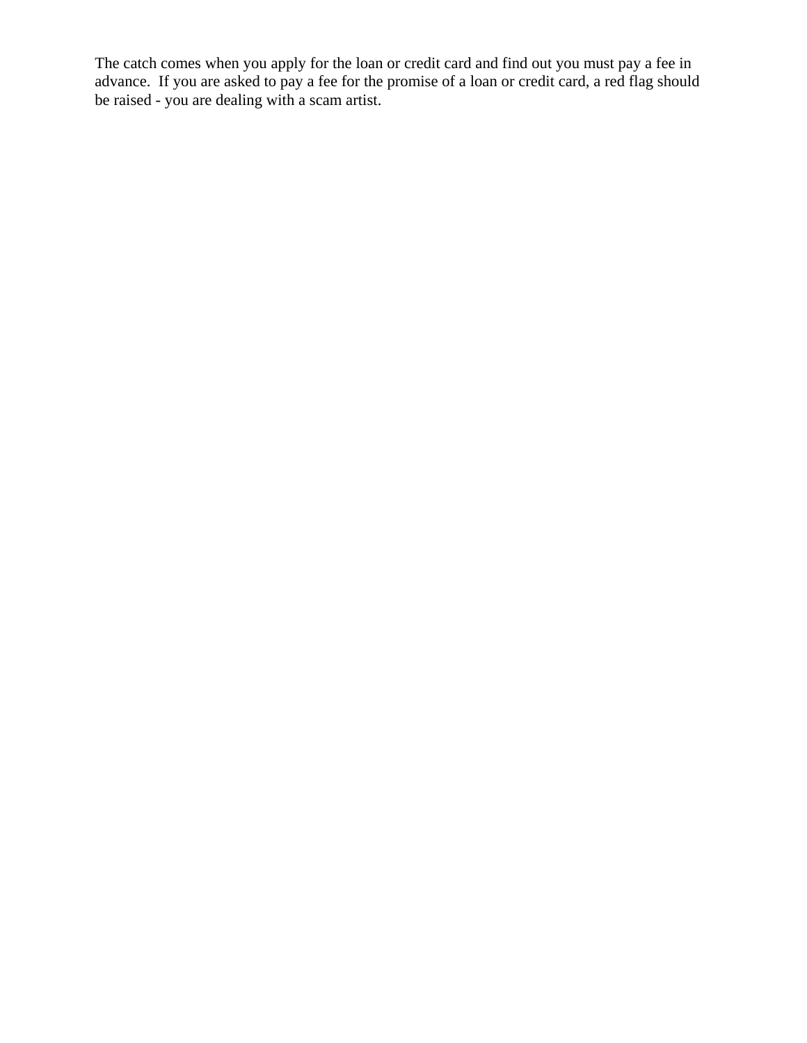The catch comes when you apply for the loan or credit card and find out you must pay a fee in advance. If you are asked to pay a fee for the promise of a loan or credit card, a red flag should be raised - you are dealing with a scam artist.